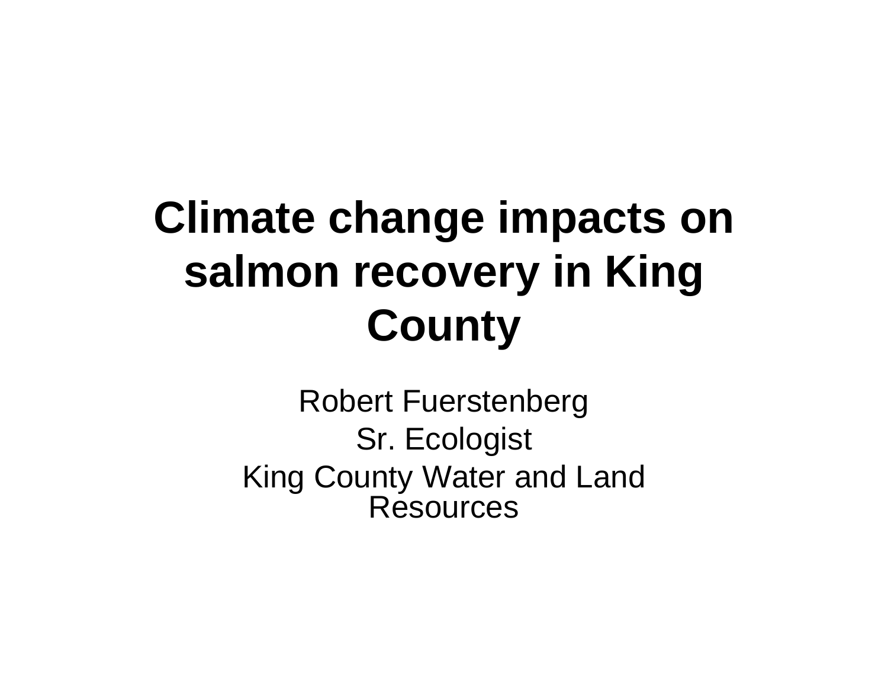# Climate change impacts on salmon recovery in King County

Robert Fuerstenberg

Sr. Ecologist

King County Water and Land Resources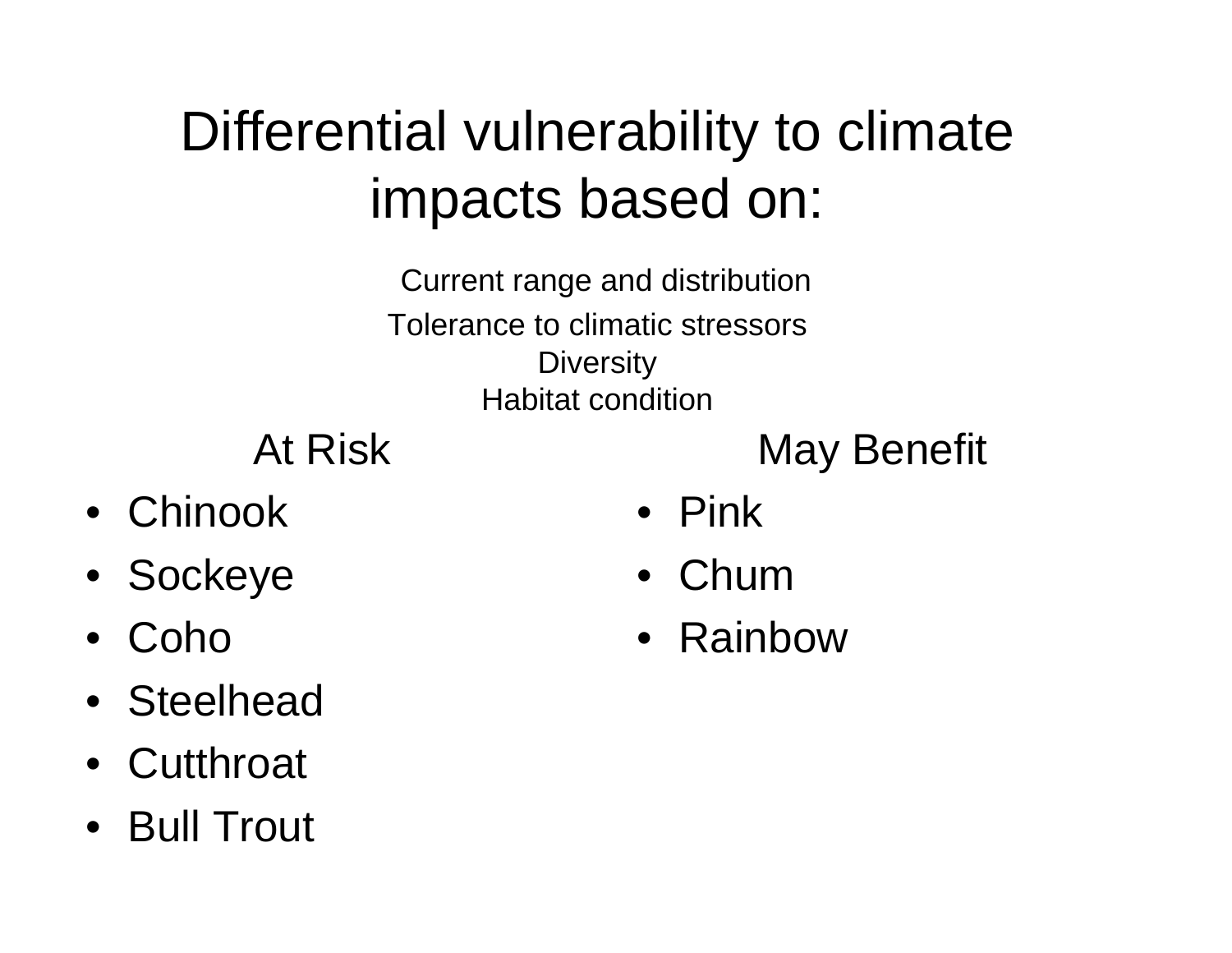# Differential vulnerability to climate impacts based on:

Current range and distribution

Tolerance to climatic stressors

Diversity

Habitat condition

**At Risk**

- Chinook
- Sockeye
- Coho
- Steelhead
- Cutthroat
- Bull Trout

**May Benefit**

- Pink
- Chum
- Rainbow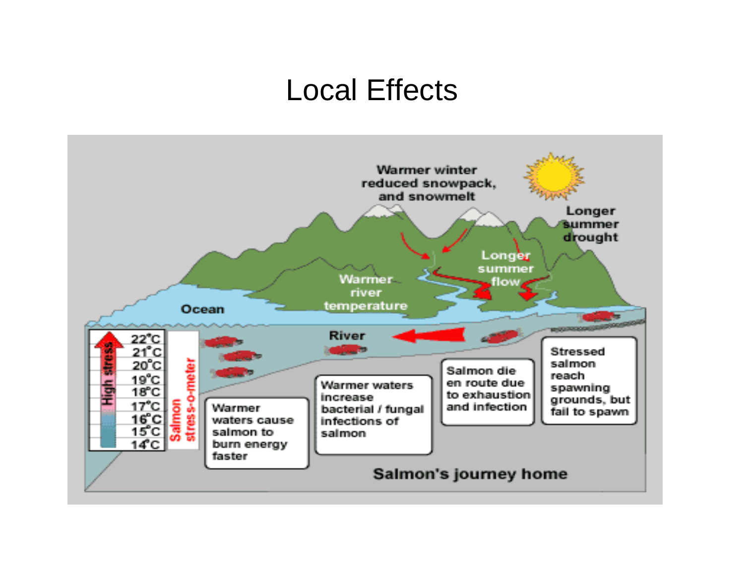# Local Effects

Warmer winter reduced snowpack, and snowmelt

Longer summer drought

Longer summer flow

Warmer river temperature

Ocean

River

High stress

22°C
21°C
20°C
19°C
18°C
17°C
16°C
15°C
14°C

Salmon stress-o-meter

Warmer waters cause salmon to burn energy faster

Warmer waters increase bacterial / fungal infections of salmon

Salmon die en route due to exhaustion and infection

Stressed salmon reach spawning grounds, but fail to spawn

Salmon's journey home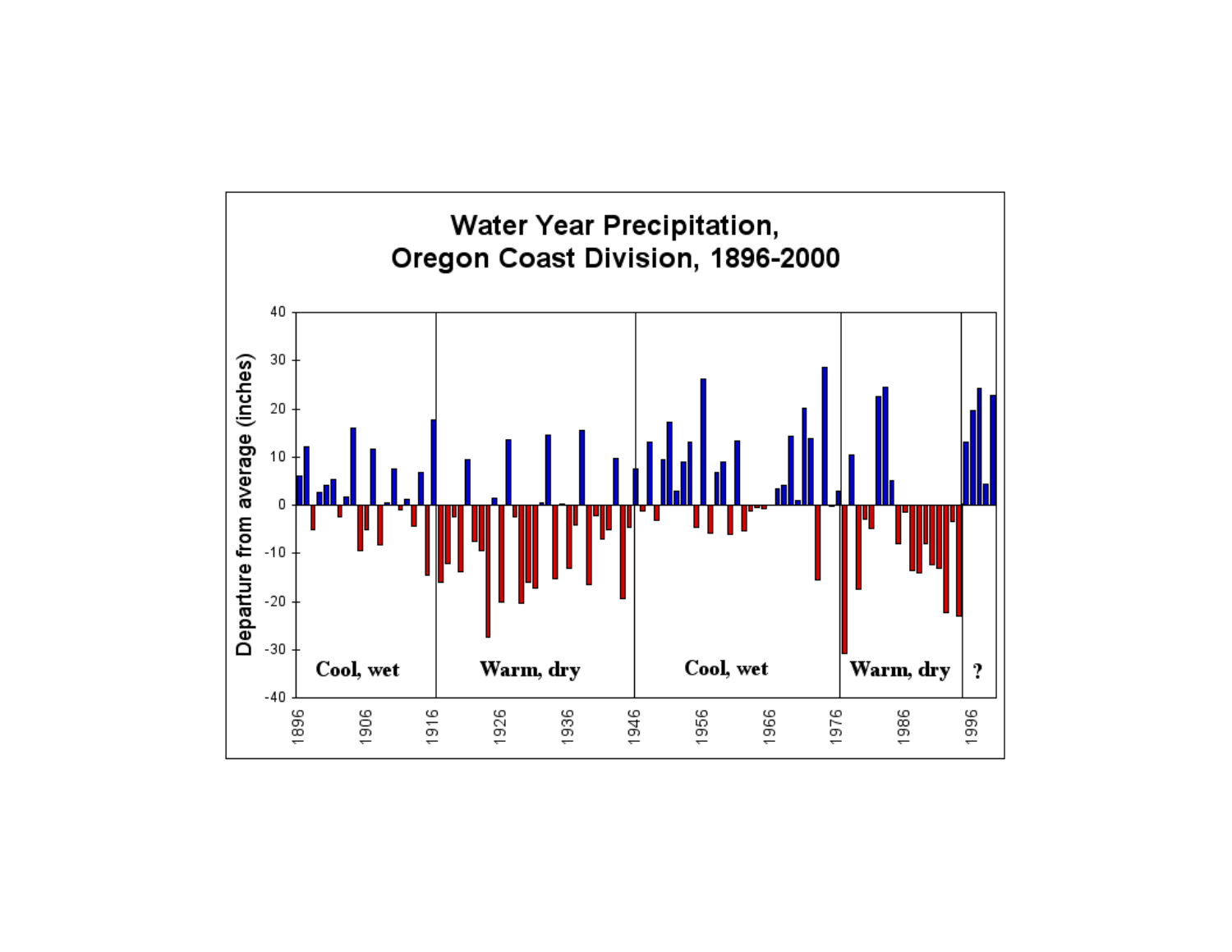## Water Year Precipitation, Oregon Coast Division, 1896-2000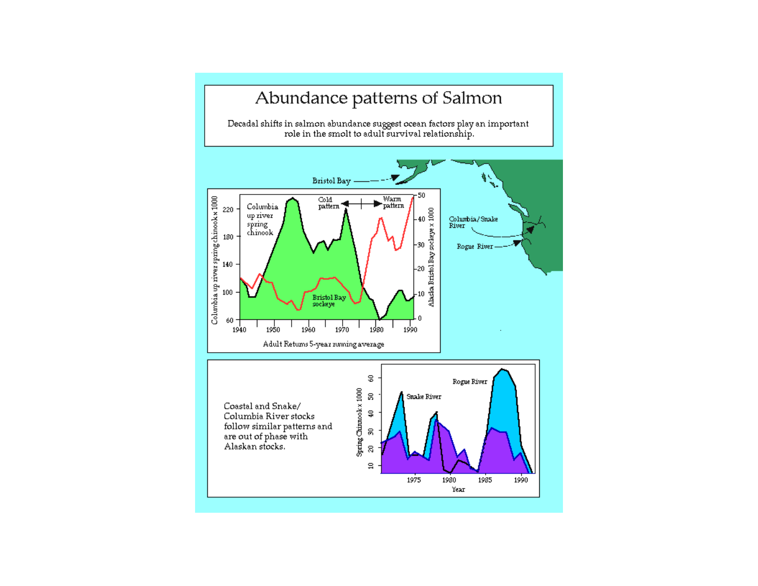# Abundance patterns of Salmon

Decadal shifts in salmon abundance suggest ocean factors play an important role in the smolt to adult survival relationship.

Bristol Bay

Columbia/Snake River

Rogue River

Columbia up river spring chinook

Cold pattern

Warm pattern

Bristol Bay sockeye

Columbia up river spring chinook x 1000

Alaska Bristol Bay sockeye x 1000

Adult Returns 5-year running average

Coastal and Snake/ Columbia River stocks follow similar patterns and are out of phase with Alaskan stocks.

Rogue River

Snake River

Spring Chinook x 1000

Year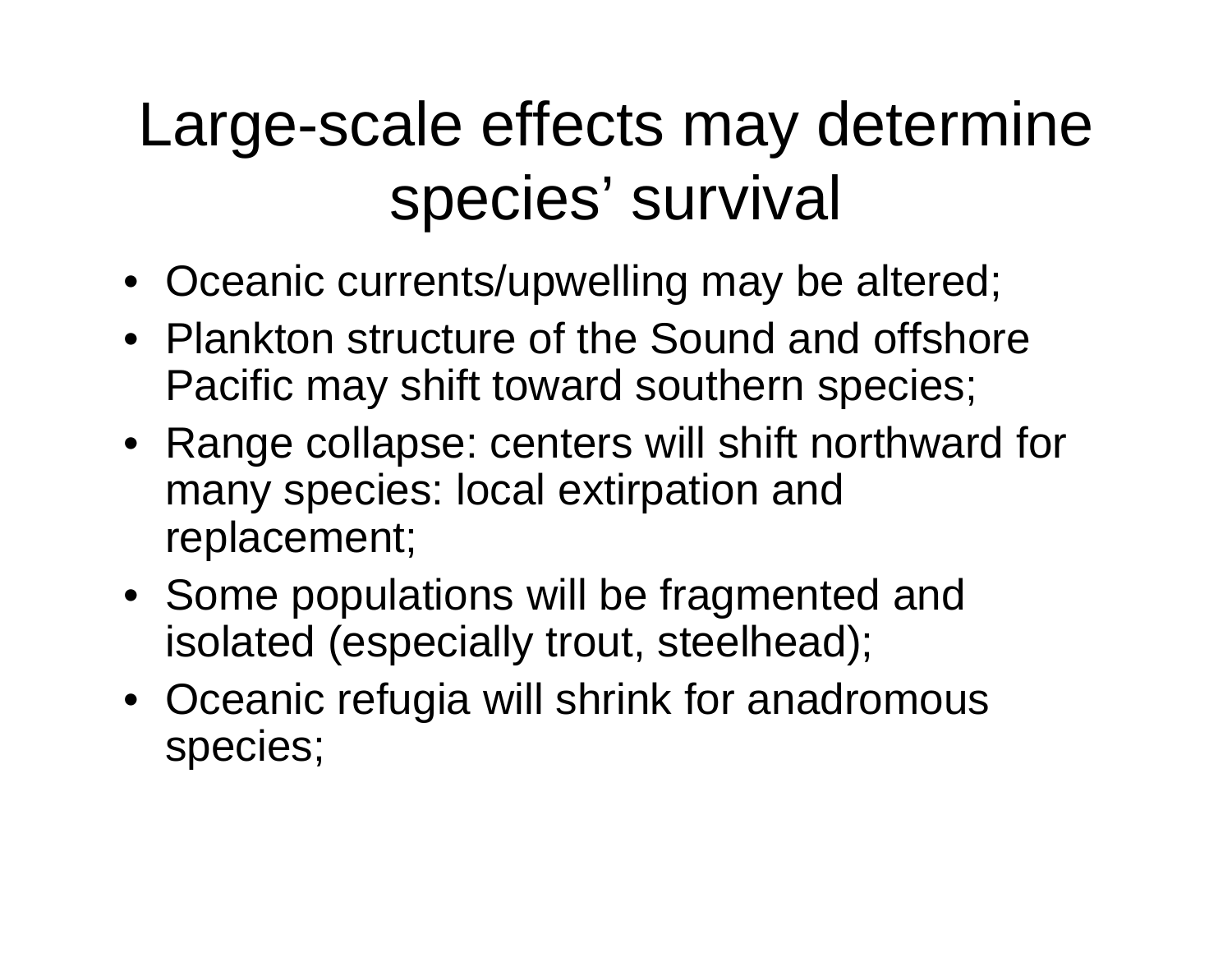# Large-scale effects may determine species' survival

- Oceanic currents/upwelling may be altered;
- Plankton structure of the Sound and offshore Pacific may shift toward southern species;
- Range collapse: centers will shift northward for many species: local extirpation and replacement;
- Some populations will be fragmented and isolated (especially trout, steelhead);
- Oceanic refugia will shrink for anadromous species;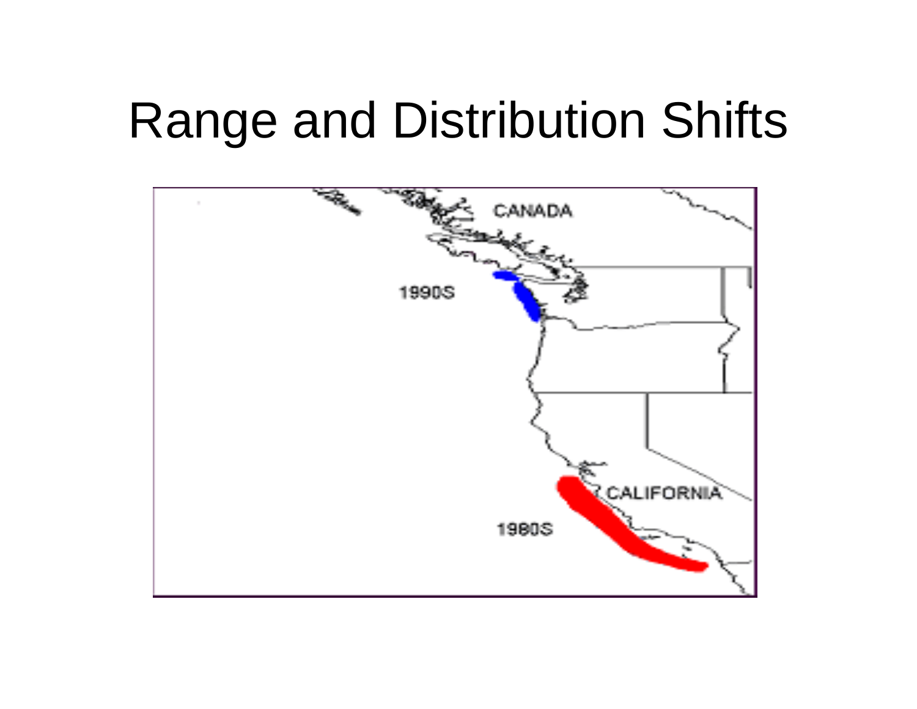# Range and Distribution Shifts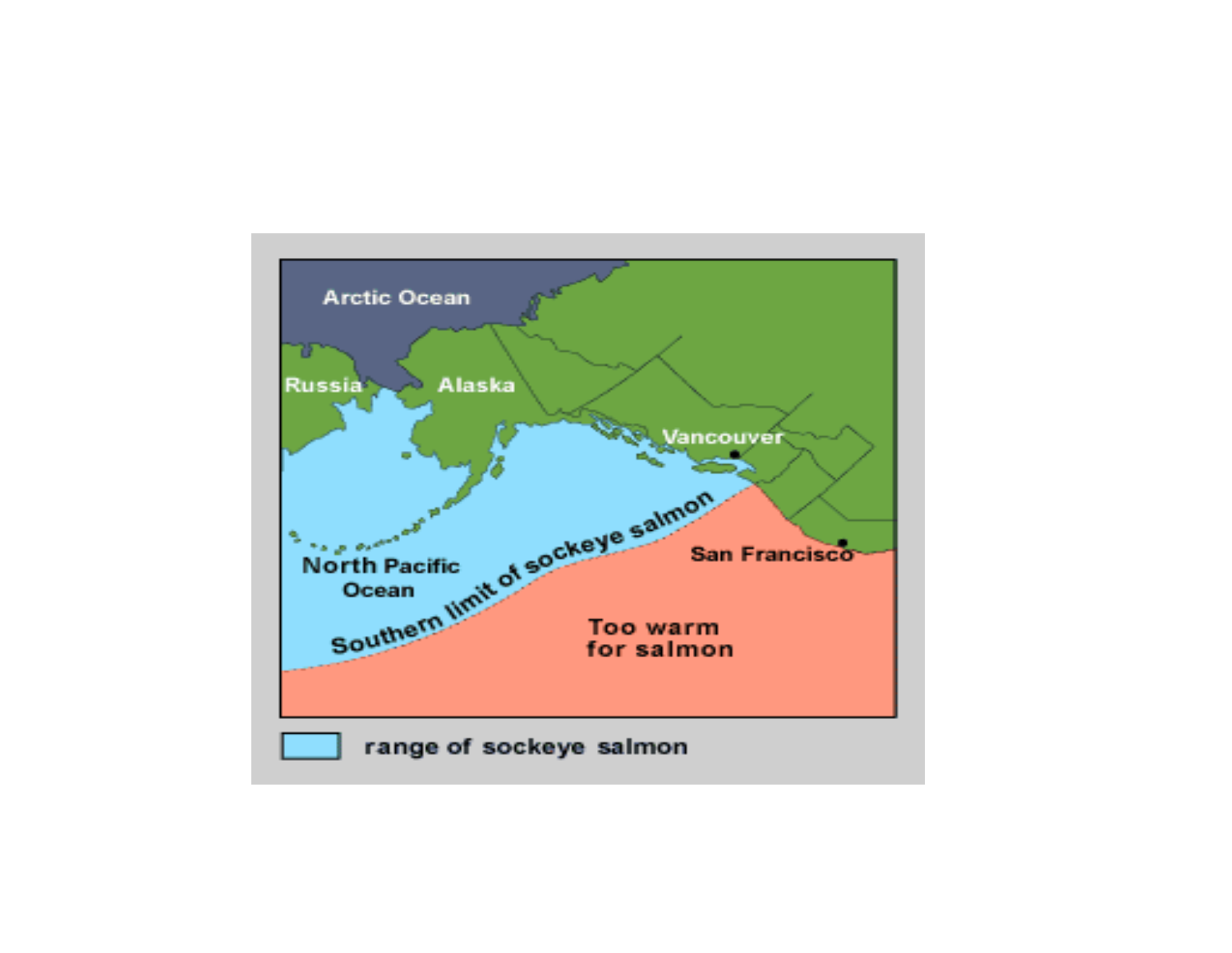Arctic Ocean

Russia

Alaska

Vancouver

North Pacific Ocean

Southern limit of sockeye salmon

San Francisco

Too warm for salmon

range of sockeye salmon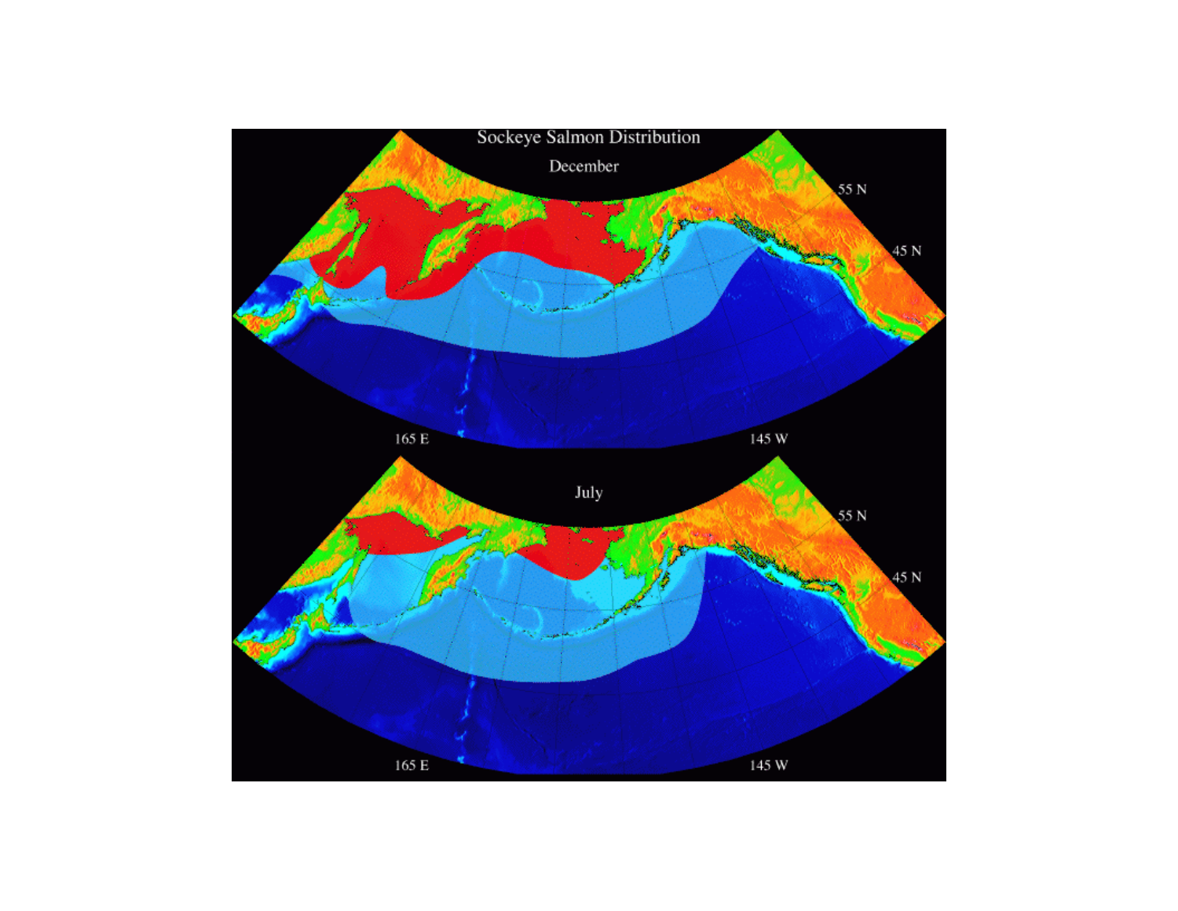Sockeye Salmon Distribution

December

55 N

45 N

165 E

145 W

July

55 N

45 N

165 E

145 W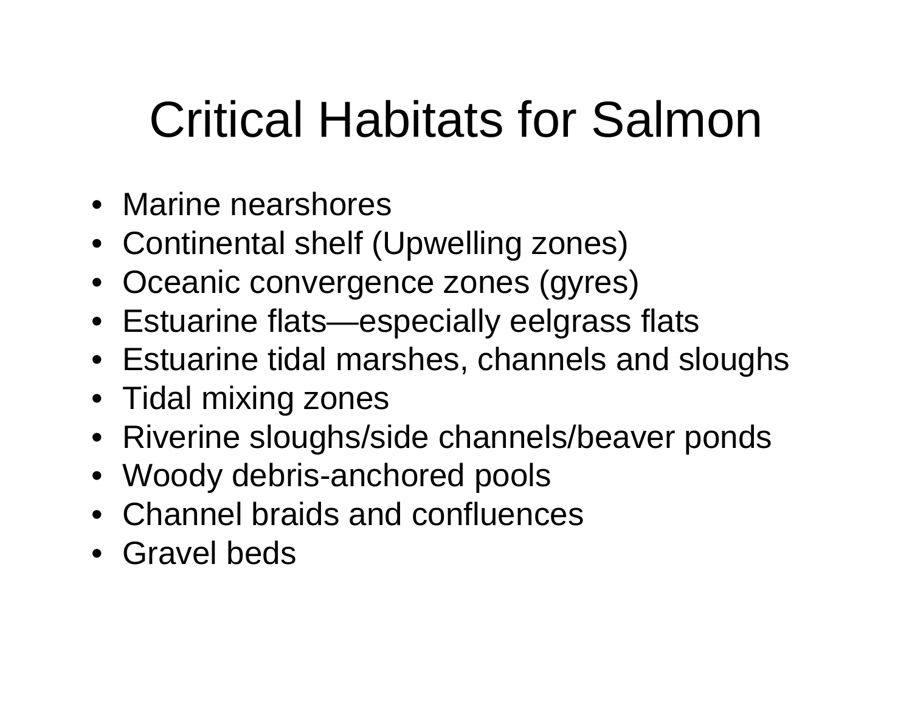# Critical Habitats for Salmon

- Marine nearshores
- Continental shelf (Upwelling zones)
- Oceanic convergence zones (gyres)
- Estuarine flats—especially eelgrass flats
- Estuarine tidal marshes, channels and sloughs
- Tidal mixing zones
- Riverine sloughs/side channels/beaver ponds
- Woody debris-anchored pools
- Channel braids and confluences
- Gravel beds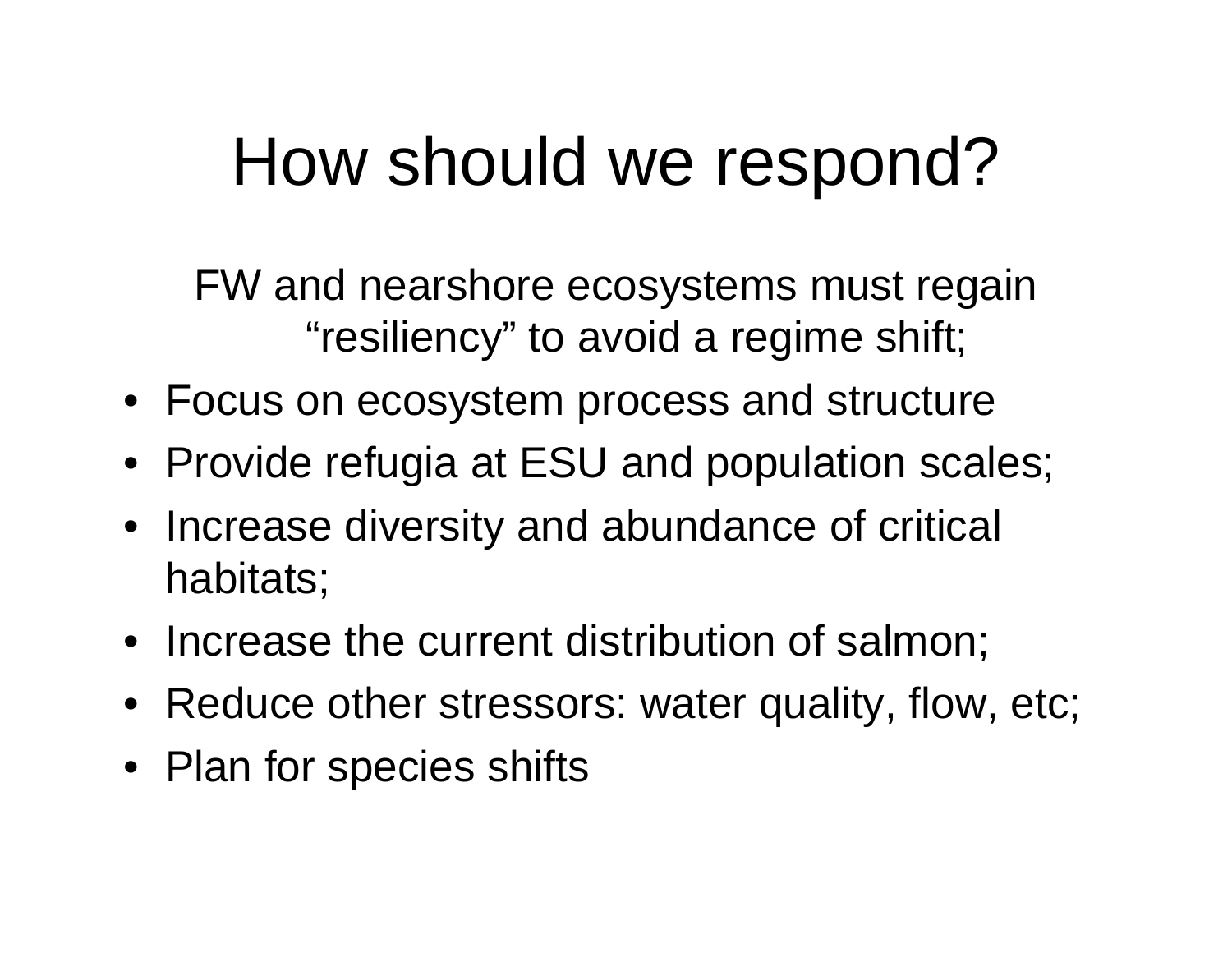# How should we respond?

FW and nearshore ecosystems must regain "resiliency" to avoid a regime shift;

- Focus on ecosystem process and structure
- Provide refugia at ESU and population scales;
- Increase diversity and abundance of critical habitats;
- Increase the current distribution of salmon;
- Reduce other stressors: water quality, flow, etc;
- Plan for species shifts